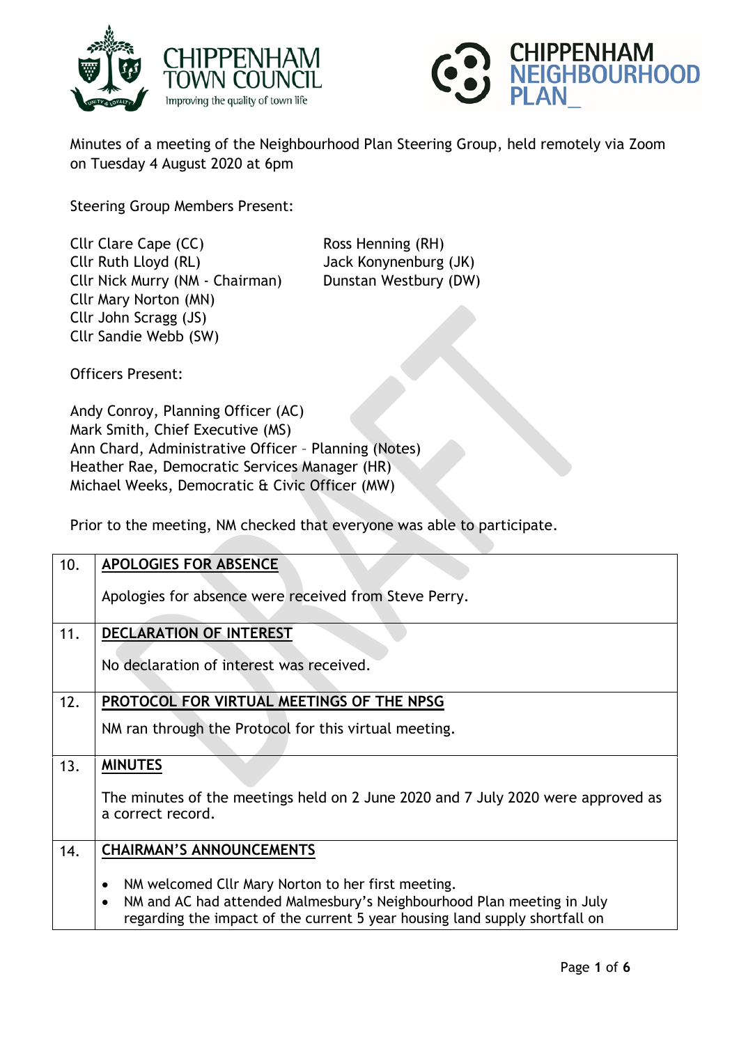Minutes of a meeting of the Neighbourhood Plan Steering Group, held remotely via Zoom on Tuesday 4 August 2020 at 6pm

Steering Group Members Present:

Cllr Clare Cape (CC)
Cllr Ruth Lloyd (RL)
Cllr Nick Murry (NM - Chairman)
Cllr Mary Norton (MN)
Cllr John Scragg (JS)
Cllr Sandie Webb (SW)
Ross Henning (RH)
Jack Konynenburg (JK)
Dunstan Westbury (DW)

Officers Present:

Andy Conroy, Planning Officer (AC)
Mark Smith, Chief Executive (MS)
Ann Chard, Administrative Officer – Planning (Notes)
Heather Rae, Democratic Services Manager (HR)
Michael Weeks, Democratic & Civic Officer (MW)

Prior to the meeting, NM checked that everyone was able to participate.

| | |
|---|---|
| 10. | **APOLOGIES FOR ABSENCE**<br><br>Apologies for absence were received from Steve Perry. |
| 11. | **DECLARATION OF INTEREST**<br><br>No declaration of interest was received. |
| 12. | **PROTOCOL FOR VIRTUAL MEETINGS OF THE NPSG**<br><br>NM ran through the Protocol for this virtual meeting. |
| 13. | **MINUTES**<br><br>The minutes of the meetings held on 2 June 2020 and 7 July 2020 were approved as a correct record. |
| 14. | **CHAIRMAN'S ANNOUNCEMENTS**<br><br>• NM welcomed Cllr Mary Norton to her first meeting.<br>• NM and AC had attended Malmesbury's Neighbourhood Plan meeting in July regarding the impact of the current 5 year housing land supply shortfall on |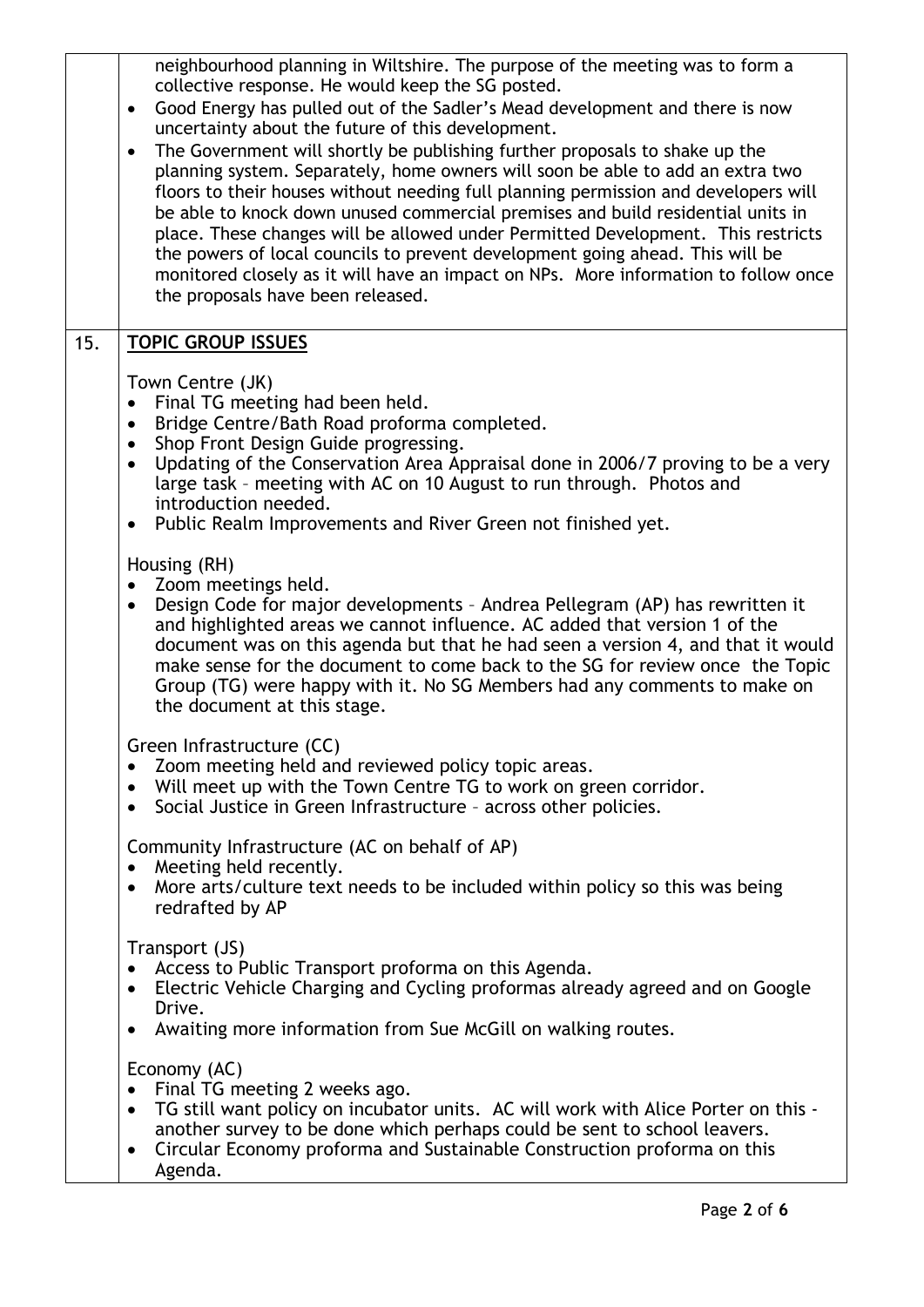| | |
|---|---|
| | neighbourhood planning in Wiltshire. The purpose of the meeting was to form a collective response. He would keep the SG posted.<br>• Good Energy has pulled out of the Sadler's Mead development and there is now uncertainty about the future of this development.<br>• The Government will shortly be publishing further proposals to shake up the planning system. Separately, home owners will soon be able to add an extra two floors to their houses without needing full planning permission and developers will be able to knock down unused commercial premises and build residential units in place. These changes will be allowed under Permitted Development. This restricts the powers of local councils to prevent development going ahead. This will be monitored closely as it will have an impact on NPs. More information to follow once the proposals have been released. |
| 15. | **TOPIC GROUP ISSUES**<br><br>Town Centre (JK)<br>• Final TG meeting had been held.<br>• Bridge Centre/Bath Road proforma completed.<br>• Shop Front Design Guide progressing.<br>• Updating of the Conservation Area Appraisal done in 2006/7 proving to be a very large task – meeting with AC on 10 August to run through. Photos and introduction needed.<br>• Public Realm Improvements and River Green not finished yet.<br><br>Housing (RH)<br>• Zoom meetings held.<br>• Design Code for major developments – Andrea Pellegram (AP) has rewritten it and highlighted areas we cannot influence. AC added that version 1 of the document was on this agenda but that he had seen a version 4, and that it would make sense for the document to come back to the SG for review once the Topic Group (TG) were happy with it. No SG Members had any comments to make on the document at this stage.<br><br>Green Infrastructure (CC)<br>• Zoom meeting held and reviewed policy topic areas.<br>• Will meet up with the Town Centre TG to work on green corridor.<br>• Social Justice in Green Infrastructure – across other policies.<br><br>Community Infrastructure (AC on behalf of AP)<br>• Meeting held recently.<br>• More arts/culture text needs to be included within policy so this was being redrafted by AP<br><br>Transport (JS)<br>• Access to Public Transport proforma on this Agenda.<br>• Electric Vehicle Charging and Cycling proformas already agreed and on Google Drive.<br>• Awaiting more information from Sue McGill on walking routes.<br><br>Economy (AC)<br>• Final TG meeting 2 weeks ago.<br>• TG still want policy on incubator units. AC will work with Alice Porter on this - another survey to be done which perhaps could be sent to school leavers.<br>• Circular Economy proforma and Sustainable Construction proforma on this Agenda. |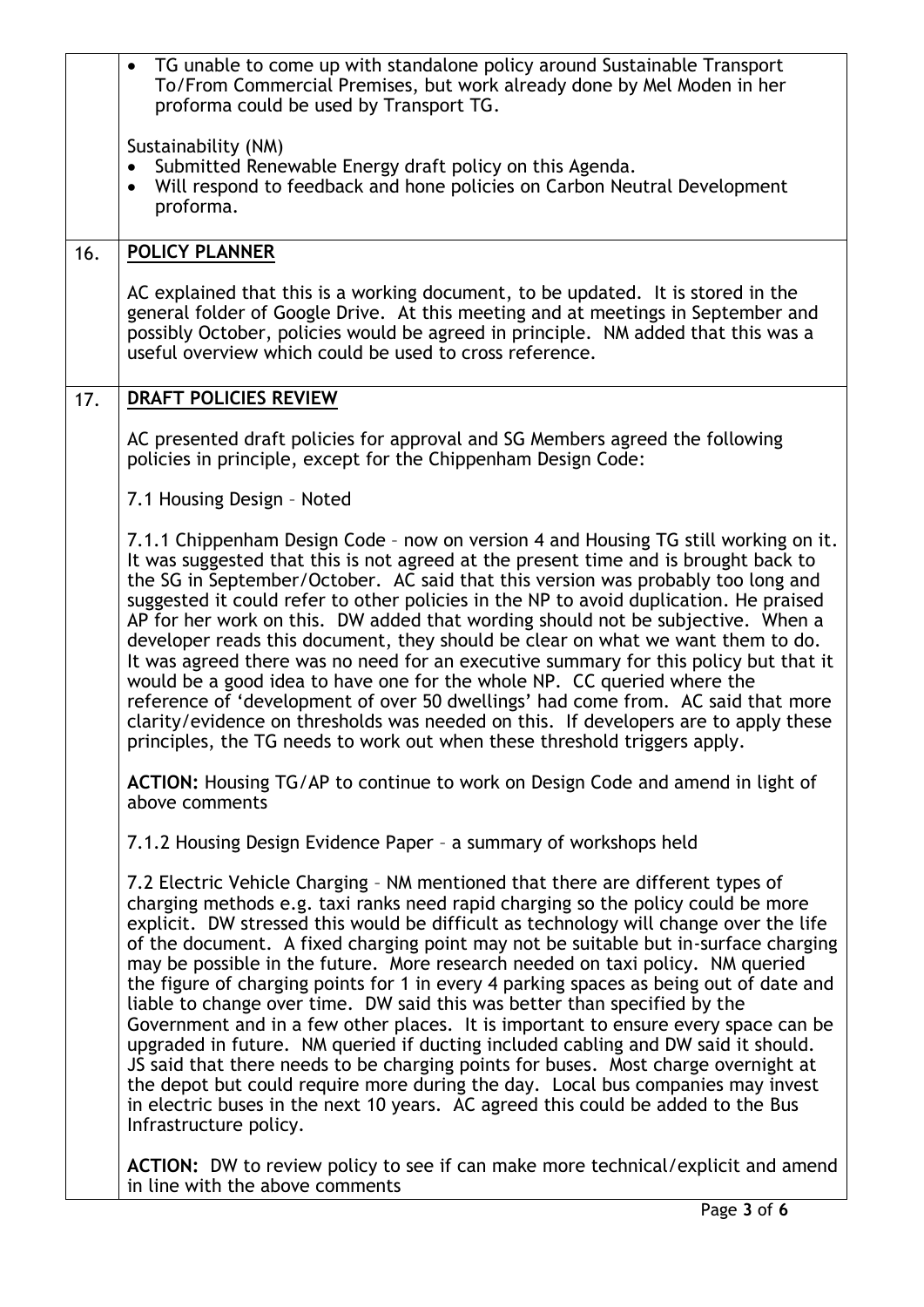- TG unable to come up with standalone policy around Sustainable Transport To/From Commercial Premises, but work already done by Mel Moden in her proforma could be used by Transport TG.

Sustainability (NM)

- Submitted Renewable Energy draft policy on this Agenda.
- Will respond to feedback and hone policies on Carbon Neutral Development proforma.

## 16. POLICY PLANNER

AC explained that this is a working document, to be updated. It is stored in the general folder of Google Drive. At this meeting and at meetings in September and possibly October, policies would be agreed in principle. NM added that this was a useful overview which could be used to cross reference.

## 17. DRAFT POLICIES REVIEW

AC presented draft policies for approval and SG Members agreed the following policies in principle, except for the Chippenham Design Code:

7.1 Housing Design – Noted

7.1.1 Chippenham Design Code – now on version 4 and Housing TG still working on it. It was suggested that this is not agreed at the present time and is brought back to the SG in September/October. AC said that this version was probably too long and suggested it could refer to other policies in the NP to avoid duplication. He praised AP for her work on this. DW added that wording should not be subjective. When a developer reads this document, they should be clear on what we want them to do. It was agreed there was no need for an executive summary for this policy but that it would be a good idea to have one for the whole NP. CC queried where the reference of 'development of over 50 dwellings' had come from. AC said that more clarity/evidence on thresholds was needed on this. If developers are to apply these principles, the TG needs to work out when these threshold triggers apply.

**ACTION:** Housing TG/AP to continue to work on Design Code and amend in light of above comments

7.1.2 Housing Design Evidence Paper – a summary of workshops held

7.2 Electric Vehicle Charging – NM mentioned that there are different types of charging methods e.g. taxi ranks need rapid charging so the policy could be more explicit. DW stressed this would be difficult as technology will change over the life of the document. A fixed charging point may not be suitable but in-surface charging may be possible in the future. More research needed on taxi policy. NM queried the figure of charging points for 1 in every 4 parking spaces as being out of date and liable to change over time. DW said this was better than specified by the Government and in a few other places. It is important to ensure every space can be upgraded in future. NM queried if ducting included cabling and DW said it should. JS said that there needs to be charging points for buses. Most charge overnight at the depot but could require more during the day. Local bus companies may invest in electric buses in the next 10 years. AC agreed this could be added to the Bus Infrastructure policy.

**ACTION:** DW to review policy to see if can make more technical/explicit and amend in line with the above comments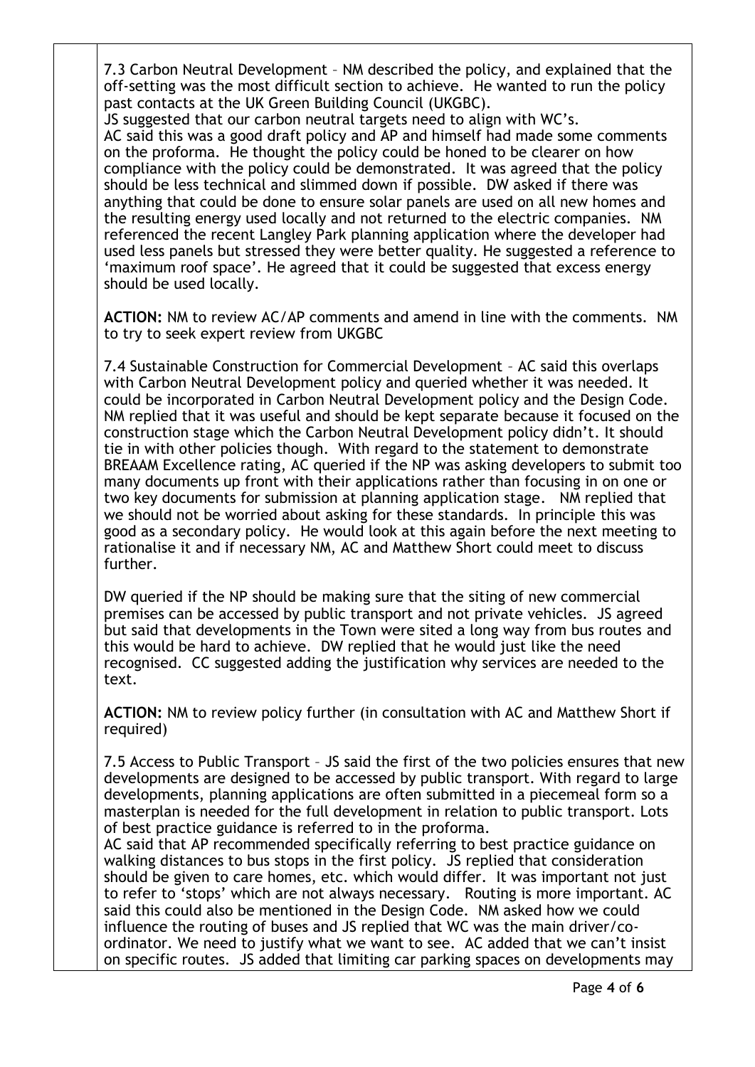7.3 Carbon Neutral Development – NM described the policy, and explained that the off-setting was the most difficult section to achieve. He wanted to run the policy past contacts at the UK Green Building Council (UKGBC).
JS suggested that our carbon neutral targets need to align with WC's.
AC said this was a good draft policy and AP and himself had made some comments on the proforma. He thought the policy could be honed to be clearer on how compliance with the policy could be demonstrated. It was agreed that the policy should be less technical and slimmed down if possible. DW asked if there was anything that could be done to ensure solar panels are used on all new homes and the resulting energy used locally and not returned to the electric companies. NM referenced the recent Langley Park planning application where the developer had used less panels but stressed they were better quality. He suggested a reference to 'maximum roof space'. He agreed that it could be suggested that excess energy should be used locally.

**ACTION:** NM to review AC/AP comments and amend in line with the comments. NM to try to seek expert review from UKGBC

7.4 Sustainable Construction for Commercial Development – AC said this overlaps with Carbon Neutral Development policy and queried whether it was needed. It could be incorporated in Carbon Neutral Development policy and the Design Code. NM replied that it was useful and should be kept separate because it focused on the construction stage which the Carbon Neutral Development policy didn't. It should tie in with other policies though. With regard to the statement to demonstrate BREAAM Excellence rating, AC queried if the NP was asking developers to submit too many documents up front with their applications rather than focusing in on one or two key documents for submission at planning application stage. NM replied that we should not be worried about asking for these standards. In principle this was good as a secondary policy. He would look at this again before the next meeting to rationalise it and if necessary NM, AC and Matthew Short could meet to discuss further.

DW queried if the NP should be making sure that the siting of new commercial premises can be accessed by public transport and not private vehicles. JS agreed but said that developments in the Town were sited a long way from bus routes and this would be hard to achieve. DW replied that he would just like the need recognised. CC suggested adding the justification why services are needed to the text.

**ACTION:** NM to review policy further (in consultation with AC and Matthew Short if required)

7.5 Access to Public Transport – JS said the first of the two policies ensures that new developments are designed to be accessed by public transport. With regard to large developments, planning applications are often submitted in a piecemeal form so a masterplan is needed for the full development in relation to public transport. Lots of best practice guidance is referred to in the proforma.
AC said that AP recommended specifically referring to best practice guidance on walking distances to bus stops in the first policy. JS replied that consideration should be given to care homes, etc. which would differ. It was important not just to refer to 'stops' which are not always necessary. Routing is more important. AC said this could also be mentioned in the Design Code. NM asked how we could influence the routing of buses and JS replied that WC was the main driver/co-ordinator. We need to justify what we want to see. AC added that we can't insist on specific routes. JS added that limiting car parking spaces on developments may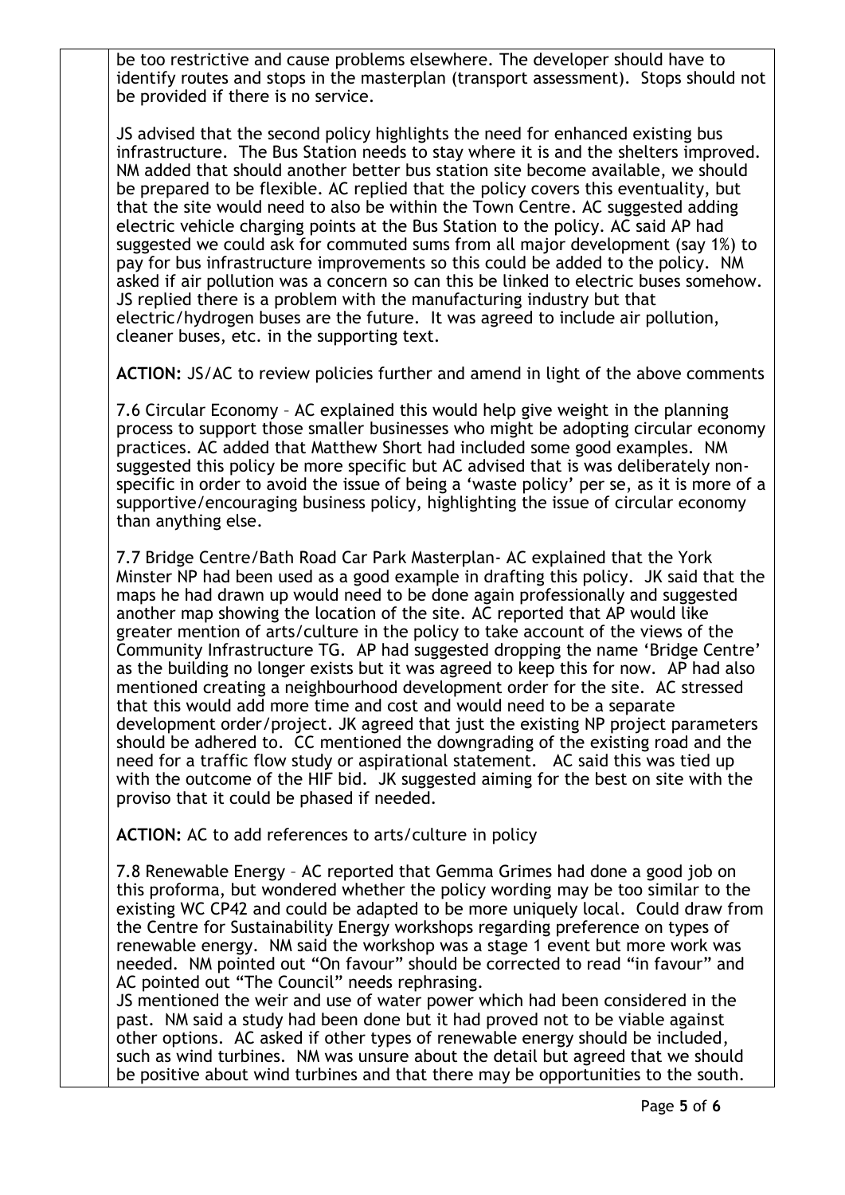be too restrictive and cause problems elsewhere. The developer should have to identify routes and stops in the masterplan (transport assessment). Stops should not be provided if there is no service.

JS advised that the second policy highlights the need for enhanced existing bus infrastructure. The Bus Station needs to stay where it is and the shelters improved. NM added that should another better bus station site become available, we should be prepared to be flexible. AC replied that the policy covers this eventuality, but that the site would need to also be within the Town Centre. AC suggested adding electric vehicle charging points at the Bus Station to the policy. AC said AP had suggested we could ask for commuted sums from all major development (say 1%) to pay for bus infrastructure improvements so this could be added to the policy. NM asked if air pollution was a concern so can this be linked to electric buses somehow. JS replied there is a problem with the manufacturing industry but that electric/hydrogen buses are the future. It was agreed to include air pollution, cleaner buses, etc. in the supporting text.

**ACTION:** JS/AC to review policies further and amend in light of the above comments

7.6 Circular Economy – AC explained this would help give weight in the planning process to support those smaller businesses who might be adopting circular economy practices. AC added that Matthew Short had included some good examples. NM suggested this policy be more specific but AC advised that is was deliberately non-specific in order to avoid the issue of being a 'waste policy' per se, as it is more of a supportive/encouraging business policy, highlighting the issue of circular economy than anything else.

7.7 Bridge Centre/Bath Road Car Park Masterplan- AC explained that the York Minster NP had been used as a good example in drafting this policy. JK said that the maps he had drawn up would need to be done again professionally and suggested another map showing the location of the site. AC reported that AP would like greater mention of arts/culture in the policy to take account of the views of the Community Infrastructure TG. AP had suggested dropping the name 'Bridge Centre' as the building no longer exists but it was agreed to keep this for now. AP had also mentioned creating a neighbourhood development order for the site. AC stressed that this would add more time and cost and would need to be a separate development order/project. JK agreed that just the existing NP project parameters should be adhered to. CC mentioned the downgrading of the existing road and the need for a traffic flow study or aspirational statement. AC said this was tied up with the outcome of the HIF bid. JK suggested aiming for the best on site with the proviso that it could be phased if needed.

**ACTION:** AC to add references to arts/culture in policy

7.8 Renewable Energy – AC reported that Gemma Grimes had done a good job on this proforma, but wondered whether the policy wording may be too similar to the existing WC CP42 and could be adapted to be more uniquely local. Could draw from the Centre for Sustainability Energy workshops regarding preference on types of renewable energy. NM said the workshop was a stage 1 event but more work was needed. NM pointed out "On favour" should be corrected to read "in favour" and AC pointed out "The Council" needs rephrasing.
JS mentioned the weir and use of water power which had been considered in the past. NM said a study had been done but it had proved not to be viable against other options. AC asked if other types of renewable energy should be included, such as wind turbines. NM was unsure about the detail but agreed that we should be positive about wind turbines and that there may be opportunities to the south.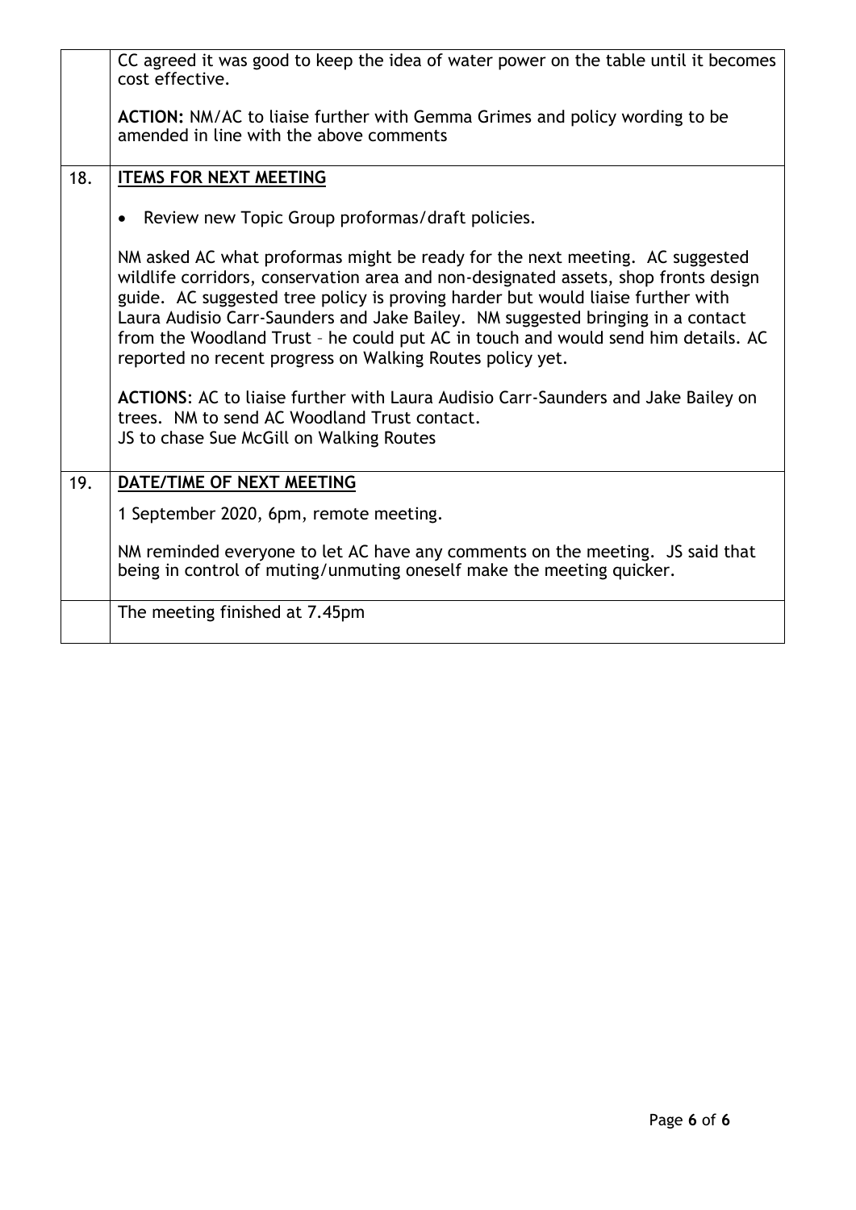| | |
|---|---|
| | CC agreed it was good to keep the idea of water power on the table until it becomes cost effective.<br><br>**ACTION:** NM/AC to liaise further with Gemma Grimes and policy wording to be amended in line with the above comments |
| 18. | **ITEMS FOR NEXT MEETING**<br><br>• Review new Topic Group proformas/draft policies.<br><br>NM asked AC what proformas might be ready for the next meeting. AC suggested wildlife corridors, conservation area and non-designated assets, shop fronts design guide. AC suggested tree policy is proving harder but would liaise further with Laura Audisio Carr-Saunders and Jake Bailey. NM suggested bringing in a contact from the Woodland Trust – he could put AC in touch and would send him details. AC reported no recent progress on Walking Routes policy yet.<br><br>**ACTIONS**: AC to liaise further with Laura Audisio Carr-Saunders and Jake Bailey on trees. NM to send AC Woodland Trust contact.<br>JS to chase Sue McGill on Walking Routes |
| 19. | **DATE/TIME OF NEXT MEETING**<br><br>1 September 2020, 6pm, remote meeting.<br><br>NM reminded everyone to let AC have any comments on the meeting. JS said that being in control of muting/unmuting oneself make the meeting quicker. |
| | The meeting finished at 7.45pm |